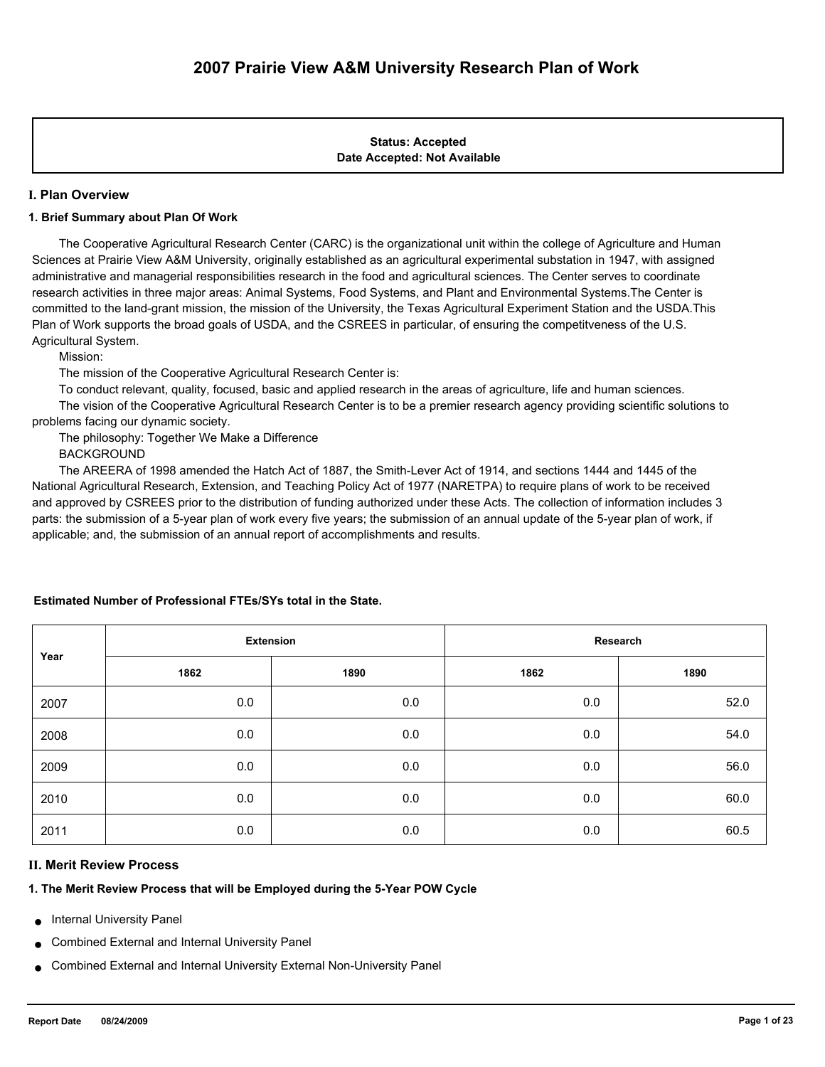# 2007 Prairie View A&M University Research Plan of Work

**Status: Accepted**
**Date Accepted: Not Available**

## I. Plan Overview

### 1. Brief Summary about Plan Of Work

The Cooperative Agricultural Research Center (CARC) is the organizational unit within the college of Agriculture and Human Sciences at Prairie View A&M University, originally established as an agricultural experimental substation in 1947, with assigned administrative and managerial responsibilities research in the food and agricultural sciences. The Center serves to coordinate research activities in three major areas: Animal Systems, Food Systems, and Plant and Environmental Systems.The Center is committed to the land-grant mission, the mission of the University, the Texas Agricultural Experiment Station and the USDA.This Plan of Work supports the broad goals of USDA, and the CSREES in particular, of ensuring the competitveness of the U.S. Agricultural System.

Mission:

The mission of the Cooperative Agricultural Research Center is:

To conduct relevant, quality, focused, basic and applied research in the areas of agriculture, life and human sciences.

The vision of the Cooperative Agricultural Research Center is to be a premier research agency providing scientific solutions to problems facing our dynamic society.

The philosophy: Together We Make a Difference

BACKGROUND

The AREERA of 1998 amended the Hatch Act of 1887, the Smith-Lever Act of 1914, and sections 1444 and 1445 of the National Agricultural Research, Extension, and Teaching Policy Act of 1977 (NARETPA) to require plans of work to be received and approved by CSREES prior to the distribution of funding authorized under these Acts. The collection of information includes 3 parts: the submission of a 5-year plan of work every five years; the submission of an annual update of the 5-year plan of work, if applicable; and, the submission of an annual report of accomplishments and results.

**Estimated Number of Professional FTEs/SYs total in the State.**

| Year | Extension | | Research | |
|---|---|---|---|---|
| | 1862 | 1890 | 1862 | 1890 |
| 2007 | 0.0 | 0.0 | 0.0 | 52.0 |
| 2008 | 0.0 | 0.0 | 0.0 | 54.0 |
| 2009 | 0.0 | 0.0 | 0.0 | 56.0 |
| 2010 | 0.0 | 0.0 | 0.0 | 60.0 |
| 2011 | 0.0 | 0.0 | 0.0 | 60.5 |

## II. Merit Review Process

### 1. The Merit Review Process that will be Employed during the 5-Year POW Cycle

- Internal University Panel
- Combined External and Internal University Panel
- Combined External and Internal University External Non-University Panel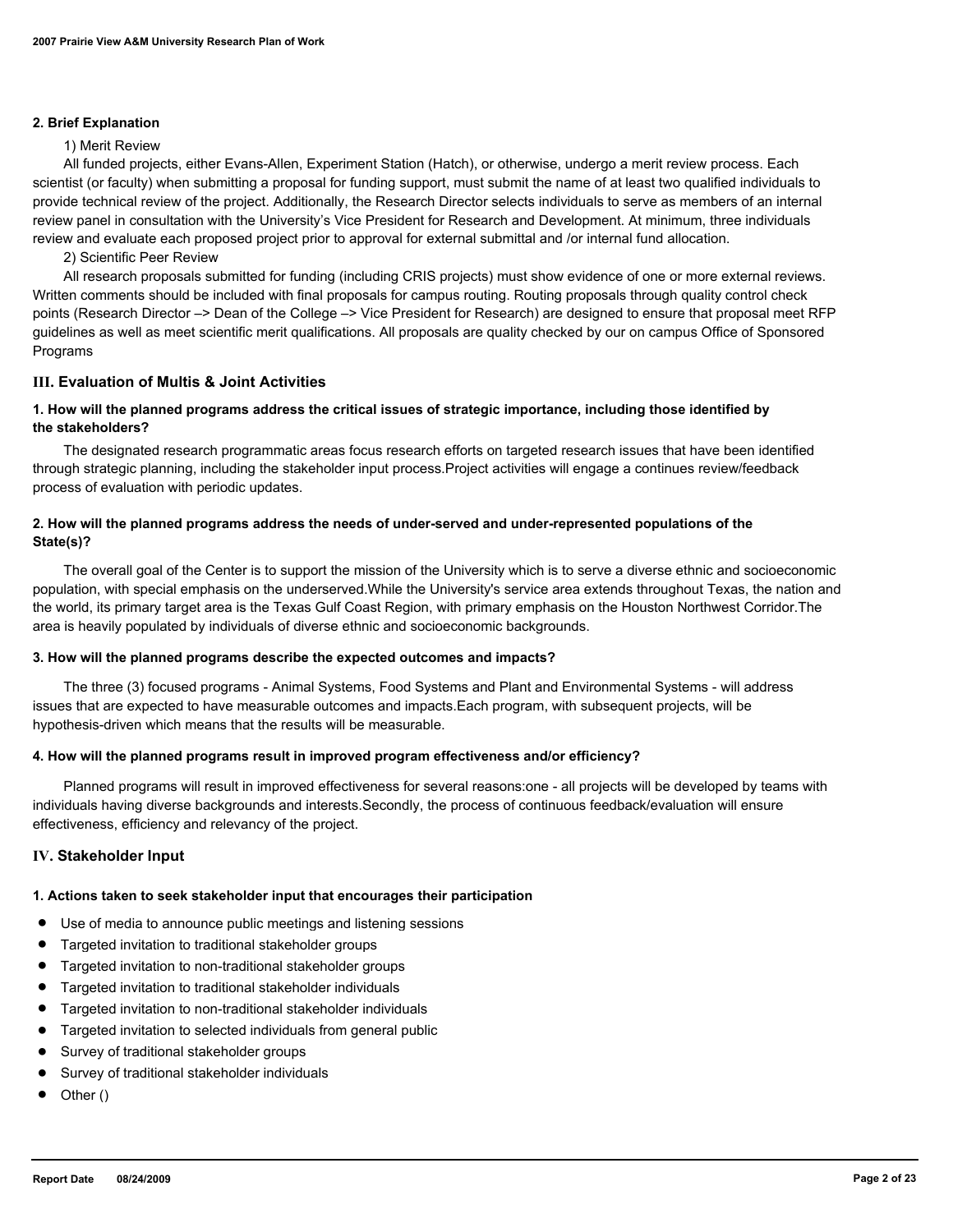## 2. Brief Explanation

1) Merit Review

All funded projects, either Evans-Allen, Experiment Station (Hatch), or otherwise, undergo a merit review process. Each scientist (or faculty) when submitting a proposal for funding support, must submit the name of at least two qualified individuals to provide technical review of the project. Additionally, the Research Director selects individuals to serve as members of an internal review panel in consultation with the University's Vice President for Research and Development. At minimum, three individuals review and evaluate each proposed project prior to approval for external submittal and /or internal fund allocation.

2) Scientific Peer Review

All research proposals submitted for funding (including CRIS projects) must show evidence of one or more external reviews. Written comments should be included with final proposals for campus routing. Routing proposals through quality control check points (Research Director –> Dean of the College –> Vice President for Research) are designed to ensure that proposal meet RFP guidelines as well as meet scientific merit qualifications. All proposals are quality checked by our on campus Office of Sponsored Programs

## III. Evaluation of Multis & Joint Activities

### 1. How will the planned programs address the critical issues of strategic importance, including those identified by the stakeholders?

The designated research programmatic areas focus research efforts on targeted research issues that have been identified through strategic planning, including the stakeholder input process.Project activities will engage a continues review/feedback process of evaluation with periodic updates.

### 2. How will the planned programs address the needs of under-served and under-represented populations of the State(s)?

The overall goal of the Center is to support the mission of the University which is to serve a diverse ethnic and socioeconomic population, with special emphasis on the underserved.While the University's service area extends throughout Texas, the nation and the world, its primary target area is the Texas Gulf Coast Region, with primary emphasis on the Houston Northwest Corridor.The area is heavily populated by individuals of diverse ethnic and socioeconomic backgrounds.

### 3. How will the planned programs describe the expected outcomes and impacts?

The three (3) focused programs - Animal Systems, Food Systems and Plant and Environmental Systems - will address issues that are expected to have measurable outcomes and impacts.Each program, with subsequent projects, will be hypothesis-driven which means that the results will be measurable.

### 4. How will the planned programs result in improved program effectiveness and/or efficiency?

Planned programs will result in improved effectiveness for several reasons:one - all projects will be developed by teams with individuals having diverse backgrounds and interests.Secondly, the process of continuous feedback/evaluation will ensure effectiveness, efficiency and relevancy of the project.

## IV. Stakeholder Input

### 1. Actions taken to seek stakeholder input that encourages their participation

- Use of media to announce public meetings and listening sessions
- Targeted invitation to traditional stakeholder groups
- Targeted invitation to non-traditional stakeholder groups
- Targeted invitation to traditional stakeholder individuals
- Targeted invitation to non-traditional stakeholder individuals
- Targeted invitation to selected individuals from general public
- Survey of traditional stakeholder groups
- Survey of traditional stakeholder individuals
- Other ()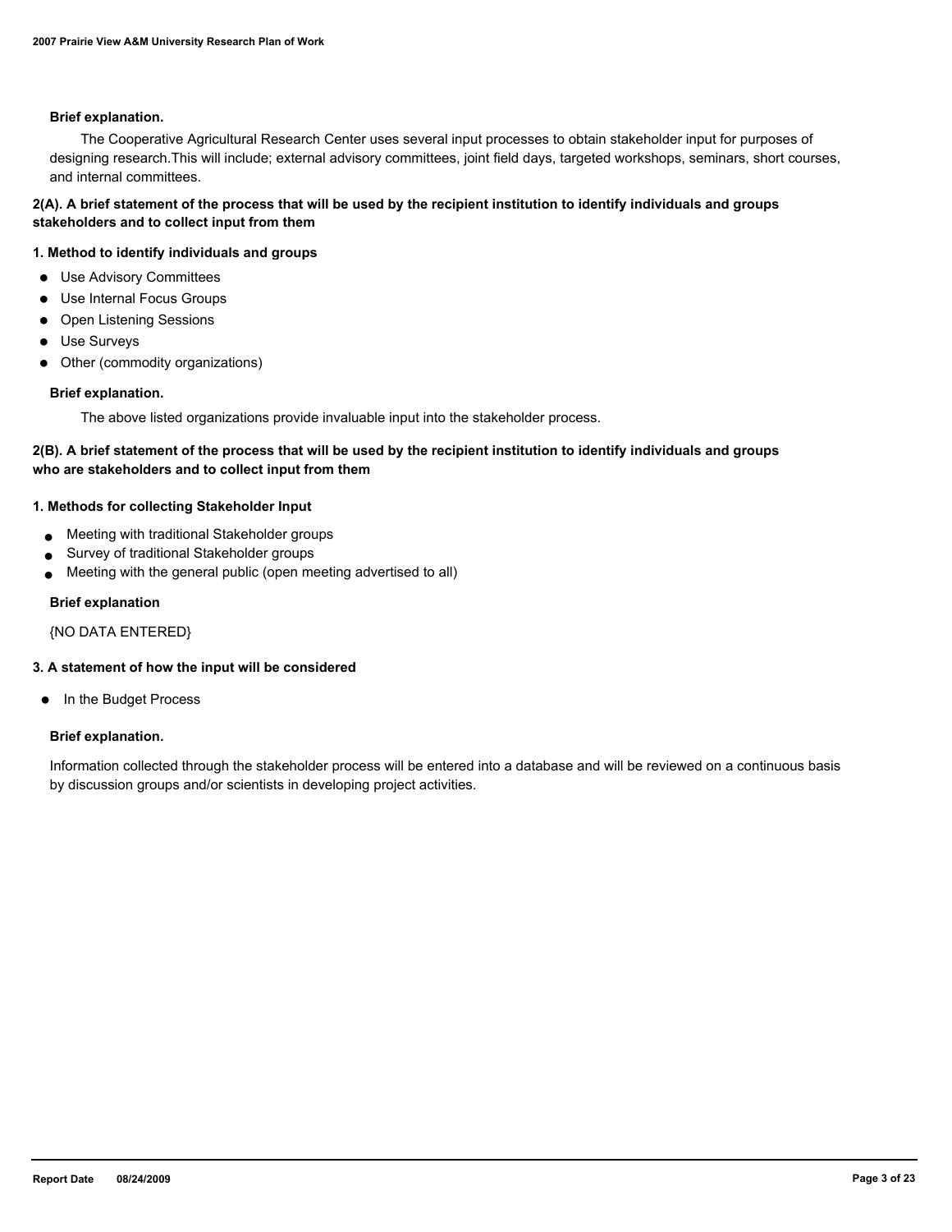**Brief explanation.**

The Cooperative Agricultural Research Center uses several input processes to obtain stakeholder input for purposes of designing research.This will include; external advisory committees, joint field days, targeted workshops, seminars, short courses, and internal committees.

**2(A). A brief statement of the process that will be used by the recipient institution to identify individuals and groups stakeholders and to collect input from them**

**1. Method to identify individuals and groups**

- Use Advisory Committees
- Use Internal Focus Groups
- Open Listening Sessions
- Use Surveys
- Other (commodity organizations)

**Brief explanation.**

The above listed organizations provide invaluable input into the stakeholder process.

**2(B). A brief statement of the process that will be used by the recipient institution to identify individuals and groups who are stakeholders and to collect input from them**

**1. Methods for collecting Stakeholder Input**

- Meeting with traditional Stakeholder groups
- Survey of traditional Stakeholder groups
- Meeting with the general public (open meeting advertised to all)

**Brief explanation**

{NO DATA ENTERED}

**3. A statement of how the input will be considered**

- In the Budget Process

**Brief explanation.**

Information collected through the stakeholder process will be entered into a database and will be reviewed on a continuous basis by discussion groups and/or scientists in developing project activities.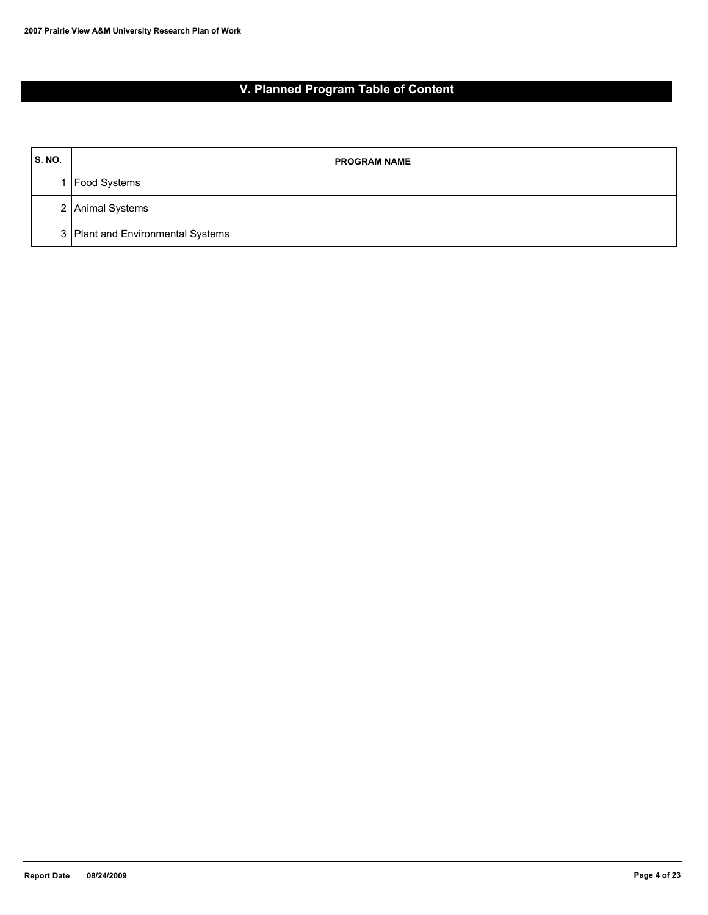# V. Planned Program Table of Content

| S. NO. | PROGRAM NAME |
|---|---|
| 1 | Food Systems |
| 2 | Animal Systems |
| 3 | Plant and Environmental Systems |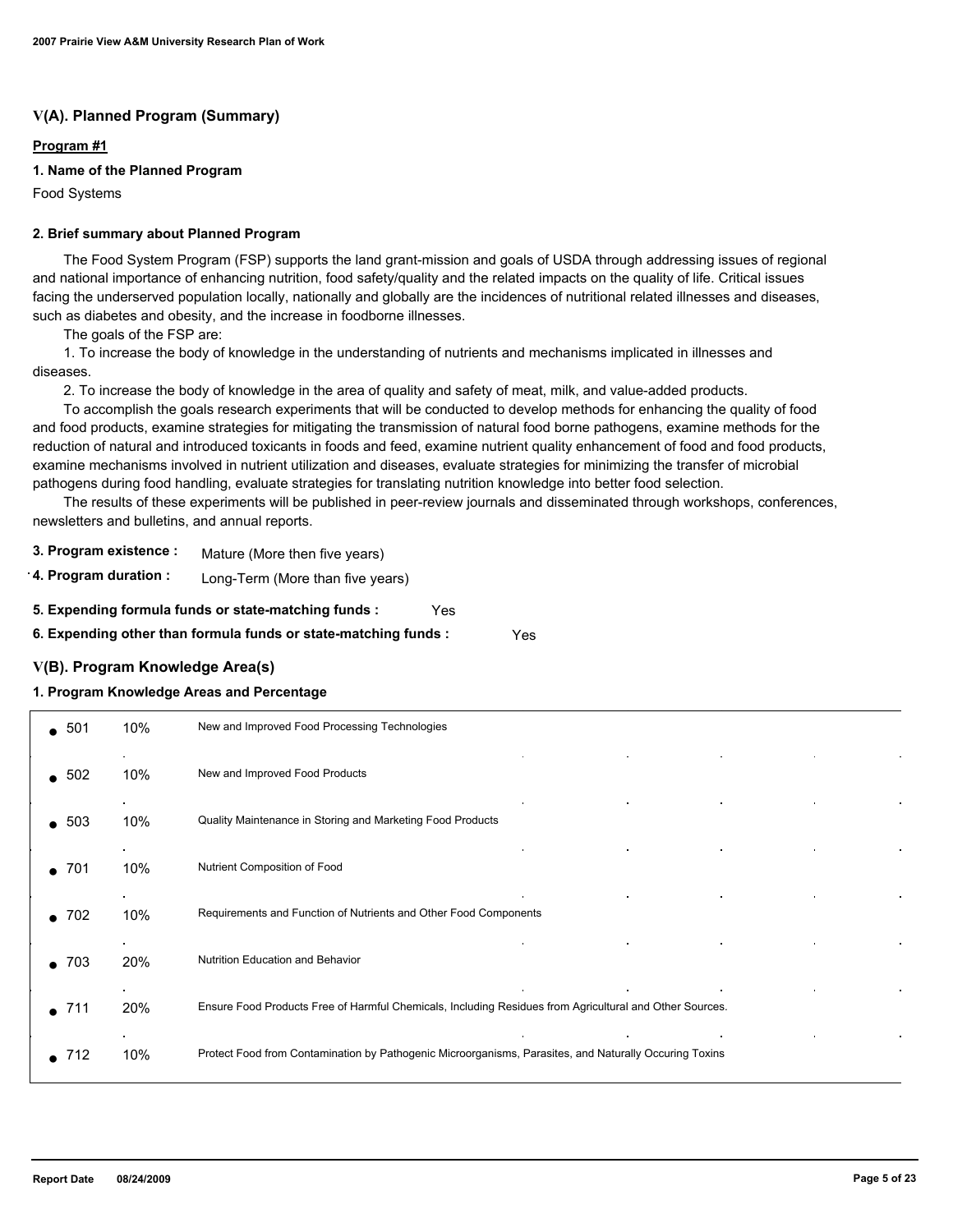## V(A). Planned Program (Summary)

**Program #1**

**1. Name of the Planned Program**

Food Systems

**2. Brief summary about Planned Program**

The Food System Program (FSP) supports the land grant-mission and goals of USDA through addressing issues of regional and national importance of enhancing nutrition, food safety/quality and the related impacts on the quality of life. Critical issues facing the underserved population locally, nationally and globally are the incidences of nutritional related illnesses and diseases, such as diabetes and obesity, and the increase in foodborne illnesses.

The goals of the FSP are:

1. To increase the body of knowledge in the understanding of nutrients and mechanisms implicated in illnesses and diseases.

2. To increase the body of knowledge in the area of quality and safety of meat, milk, and value-added products.

To accomplish the goals research experiments that will be conducted to develop methods for enhancing the quality of food and food products, examine strategies for mitigating the transmission of natural food borne pathogens, examine methods for the reduction of natural and introduced toxicants in foods and feed, examine nutrient quality enhancement of food and food products, examine mechanisms involved in nutrient utilization and diseases, evaluate strategies for minimizing the transfer of microbial pathogens during food handling, evaluate strategies for translating nutrition knowledge into better food selection.

The results of these experiments will be published in peer-review journals and disseminated through workshops, conferences, newsletters and bulletins, and annual reports.

**3. Program existence :** Mature (More then five years)

**4. Program duration :** Long-Term (More than five years)

**5. Expending formula funds or state-matching funds :** Yes

**6. Expending other than formula funds or state-matching funds :** Yes

## V(B). Program Knowledge Area(s)

**1. Program Knowledge Areas and Percentage**

| KA | % | Description |
|---|---|---|
| 501 | 10% | New and Improved Food Processing Technologies |
| 502 | 10% | New and Improved Food Products |
| 503 | 10% | Quality Maintenance in Storing and Marketing Food Products |
| 701 | 10% | Nutrient Composition of Food |
| 702 | 10% | Requirements and Function of Nutrients and Other Food Components |
| 703 | 20% | Nutrition Education and Behavior |
| 711 | 20% | Ensure Food Products Free of Harmful Chemicals, Including Residues from Agricultural and Other Sources. |
| 712 | 10% | Protect Food from Contamination by Pathogenic Microorganisms, Parasites, and Naturally Occuring Toxins |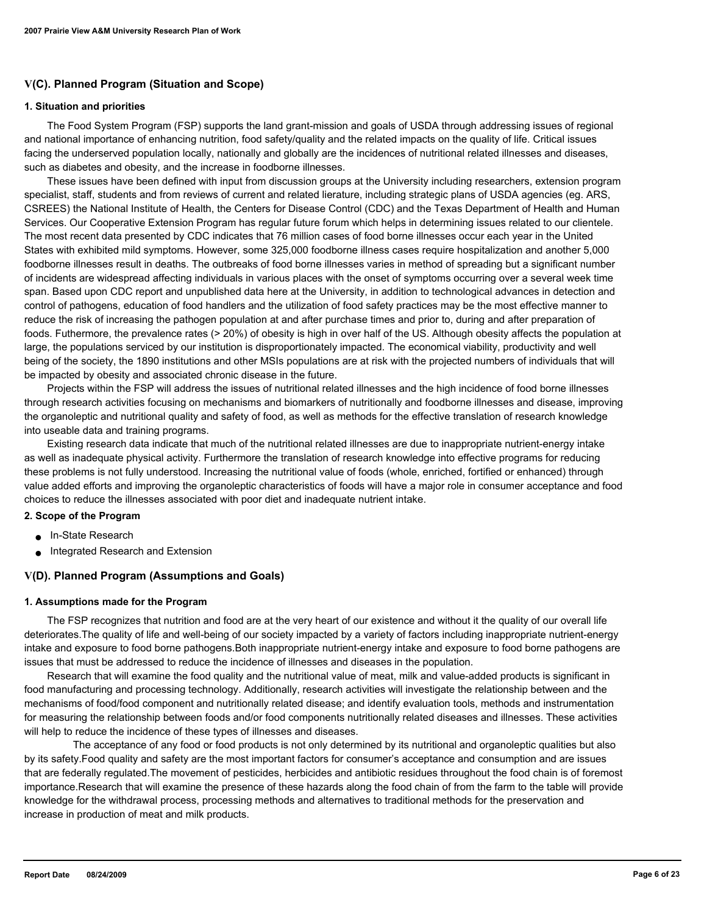## V(C). Planned Program (Situation and Scope)

### 1. Situation and priorities

The Food System Program (FSP) supports the land grant-mission and goals of USDA through addressing issues of regional and national importance of enhancing nutrition, food safety/quality and the related impacts on the quality of life. Critical issues facing the underserved population locally, nationally and globally are the incidences of nutritional related illnesses and diseases, such as diabetes and obesity, and the increase in foodborne illnesses.

These issues have been defined with input from discussion groups at the University including researchers, extension program specialist, staff, students and from reviews of current and related lierature, including strategic plans of USDA agencies (eg. ARS, CSREES) the National Institute of Health, the Centers for Disease Control (CDC) and the Texas Department of Health and Human Services. Our Cooperative Extension Program has regular future forum which helps in determining issues related to our clientele. The most recent data presented by CDC indicates that 76 million cases of food borne illnesses occur each year in the United States with exhibited mild symptoms. However, some 325,000 foodborne illness cases require hospitalization and another 5,000 foodborne illnesses result in deaths. The outbreaks of food borne illnesses varies in method of spreading but a significant number of incidents are widespread affecting individuals in various places with the onset of symptoms occurring over a several week time span. Based upon CDC report and unpublished data here at the University, in addition to technological advances in detection and control of pathogens, education of food handlers and the utilization of food safety practices may be the most effective manner to reduce the risk of increasing the pathogen population at and after purchase times and prior to, during and after preparation of foods. Futhermore, the prevalence rates (> 20%) of obesity is high in over half of the US. Although obesity affects the population at large, the populations serviced by our institution is disproportionately impacted. The economical viability, productivity and well being of the society, the 1890 institutions and other MSIs populations are at risk with the projected numbers of individuals that will be impacted by obesity and associated chronic disease in the future.

Projects within the FSP will address the issues of nutritional related illnesses and the high incidence of food borne illnesses through research activities focusing on mechanisms and biomarkers of nutritionally and foodborne illnesses and disease, improving the organoleptic and nutritional quality and safety of food, as well as methods for the effective translation of research knowledge into useable data and training programs.

Existing research data indicate that much of the nutritional related illnesses are due to inappropriate nutrient-energy intake as well as inadequate physical activity. Furthermore the translation of research knowledge into effective programs for reducing these problems is not fully understood. Increasing the nutritional value of foods (whole, enriched, fortified or enhanced) through value added efforts and improving the organoleptic characteristics of foods will have a major role in consumer acceptance and food choices to reduce the illnesses associated with poor diet and inadequate nutrient intake.

### 2. Scope of the Program

- In-State Research
- Integrated Research and Extension

## V(D). Planned Program (Assumptions and Goals)

### 1. Assumptions made for the Program

The FSP recognizes that nutrition and food are at the very heart of our existence and without it the quality of our overall life deteriorates.The quality of life and well-being of our society impacted by a variety of factors including inappropriate nutrient-energy intake and exposure to food borne pathogens.Both inappropriate nutrient-energy intake and exposure to food borne pathogens are issues that must be addressed to reduce the incidence of illnesses and diseases in the population.

Research that will examine the food quality and the nutritional value of meat, milk and value-added products is significant in food manufacturing and processing technology. Additionally, research activities will investigate the relationship between and the mechanisms of food/food component and nutritionally related disease; and identify evaluation tools, methods and instrumentation for measuring the relationship between foods and/or food components nutritionally related diseases and illnesses. These activities will help to reduce the incidence of these types of illnesses and diseases.

The acceptance of any food or food products is not only determined by its nutritional and organoleptic qualities but also by its safety.Food quality and safety are the most important factors for consumer's acceptance and consumption and are issues that are federally regulated.The movement of pesticides, herbicides and antibiotic residues throughout the food chain is of foremost importance.Research that will examine the presence of these hazards along the food chain of from the farm to the table will provide knowledge for the withdrawal process, processing methods and alternatives to traditional methods for the preservation and increase in production of meat and milk products.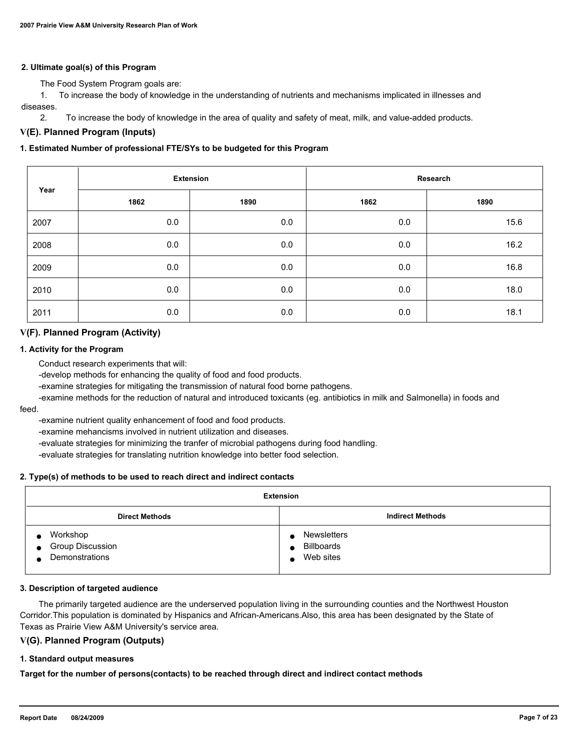**2. Ultimate goal(s) of this Program**

The Food System Program goals are:

1. To increase the body of knowledge in the understanding of nutrients and mechanisms implicated in illnesses and diseases.
2. To increase the body of knowledge in the area of quality and safety of meat, milk, and value-added products.

## V(E). Planned Program (Inputs)

**1. Estimated Number of professional FTE/SYs to be budgeted for this Program**

| Year | Extension | | Research | |
|---|---|---|---|---|
| | 1862 | 1890 | 1862 | 1890 |
| 2007 | 0.0 | 0.0 | 0.0 | 15.6 |
| 2008 | 0.0 | 0.0 | 0.0 | 16.2 |
| 2009 | 0.0 | 0.0 | 0.0 | 16.8 |
| 2010 | 0.0 | 0.0 | 0.0 | 18.0 |
| 2011 | 0.0 | 0.0 | 0.0 | 18.1 |

## V(F). Planned Program (Activity)

**1. Activity for the Program**

Conduct research experiments that will:
-develop methods for enhancing the quality of food and food products.
-examine strategies for mitigating the transmission of natural food borne pathogens.
-examine methods for the reduction of natural and introduced toxicants (eg. antibiotics in milk and Salmonella) in foods and feed.
-examine nutrient quality enhancement of food and food products.
-examine mehancisms involved in nutrient utilization and diseases.
-evaluate strategies for minimizing the tranfer of microbial pathogens during food handling.
-evaluate strategies for translating nutrition knowledge into better food selection.

**2. Type(s) of methods to be used to reach direct and indirect contacts**

| Extension | |
|---|---|
| **Direct Methods** | **Indirect Methods** |
| • Workshop<br>• Group Discussion<br>• Demonstrations | • Newsletters<br>• Billboards<br>• Web sites |

**3. Description of targeted audience**

The primarily targeted audience are the underserved population living in the surrounding counties and the Northwest Houston Corridor.This population is dominated by Hispanics and African-Americans.Also, this area has been designated by the State of Texas as Prairie View A&M University's service area.

## V(G). Planned Program (Outputs)

**1. Standard output measures**

**Target for the number of persons(contacts) to be reached through direct and indirect contact methods**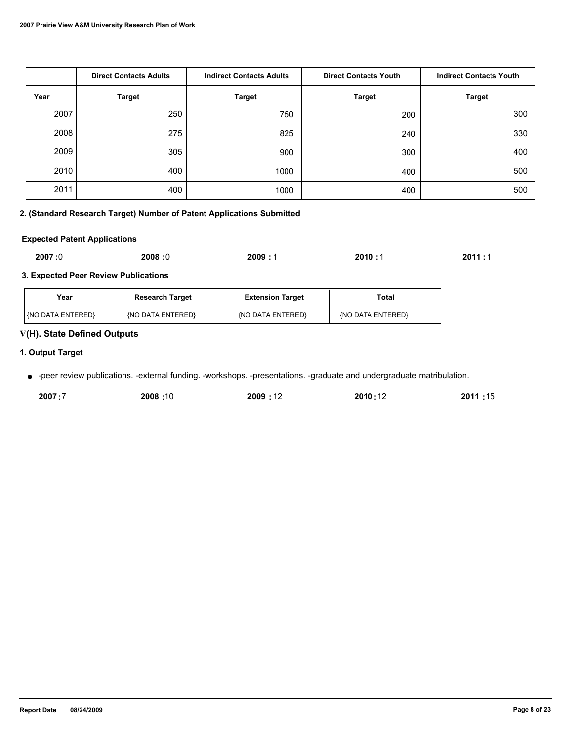| | Direct Contacts Adults | Indirect Contacts Adults | Direct Contacts Youth | Indirect Contacts Youth |
|---|---|---|---|---|
| Year | Target | Target | Target | Target |
| 2007 | 250 | 750 | 200 | 300 |
| 2008 | 275 | 825 | 240 | 330 |
| 2009 | 305 | 900 | 300 | 400 |
| 2010 | 400 | 1000 | 400 | 500 |
| 2011 | 400 | 1000 | 400 | 500 |

**2. (Standard Research Target) Number of Patent Applications Submitted**

**Expected Patent Applications**

**2007 :**0 **2008 :**0 **2009 :** 1 **2010 :**1 **2011 :** 1

**3. Expected Peer Review Publications**

| Year | Research Target | Extension Target | Total |
|---|---|---|---|
| {NO DATA ENTERED} | {NO DATA ENTERED} | {NO DATA ENTERED} | {NO DATA ENTERED} |

## V(H). State Defined Outputs

**1. Output Target**

- -peer review publications. -external funding. -workshops. -presentations. -graduate and undergraduate matribulation.

**2007 :**7 **2008 :**10 **2009 :** 12 **2010 :**12 **2011 :**15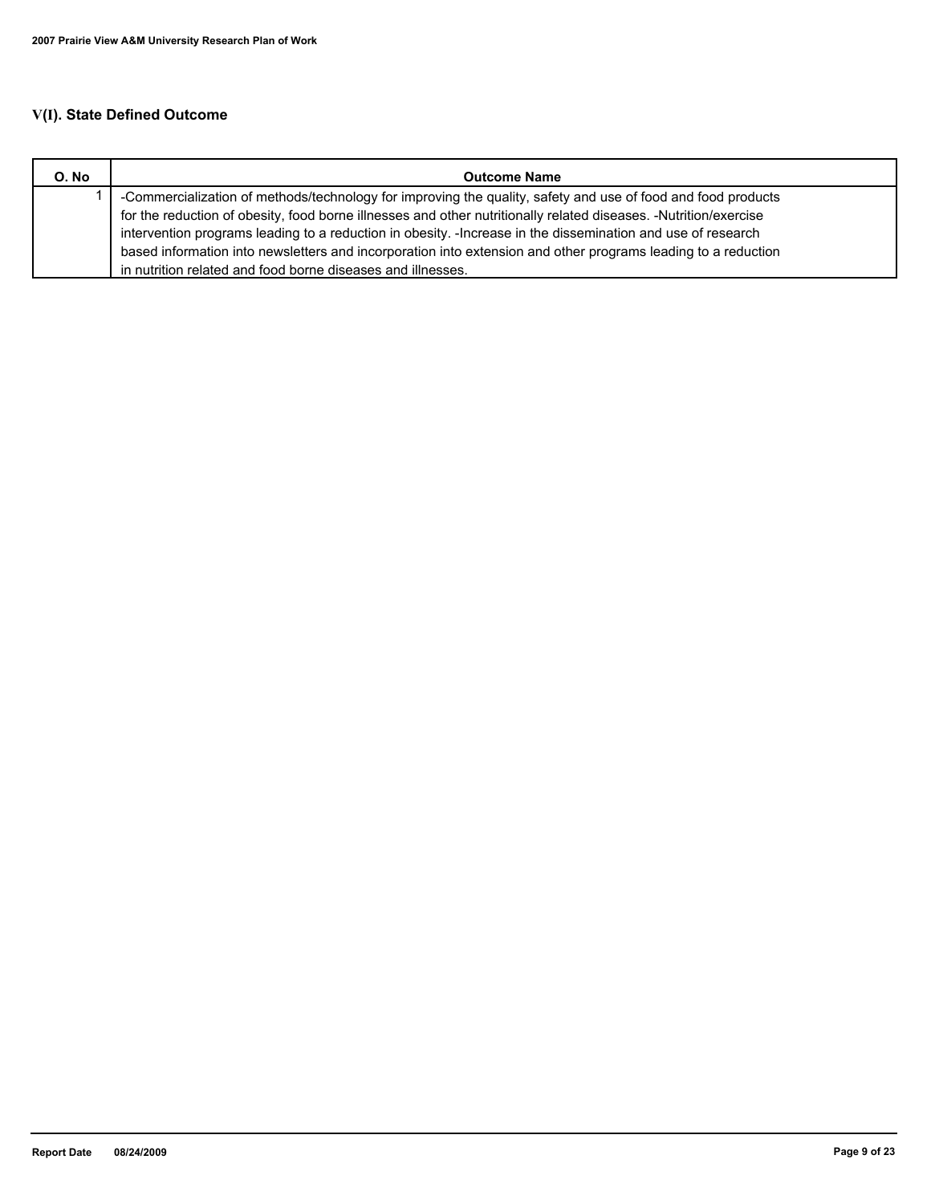## V(I). State Defined Outcome

| O. No | Outcome Name |
|---|---|
| 1 | -Commercialization of methods/technology for improving the quality, safety and use of food and food products for the reduction of obesity, food borne illnesses and other nutritionally related diseases. -Nutrition/exercise intervention programs leading to a reduction in obesity. -Increase in the dissemination and use of research based information into newsletters and incorporation into extension and other programs leading to a reduction in nutrition related and food borne diseases and illnesses. |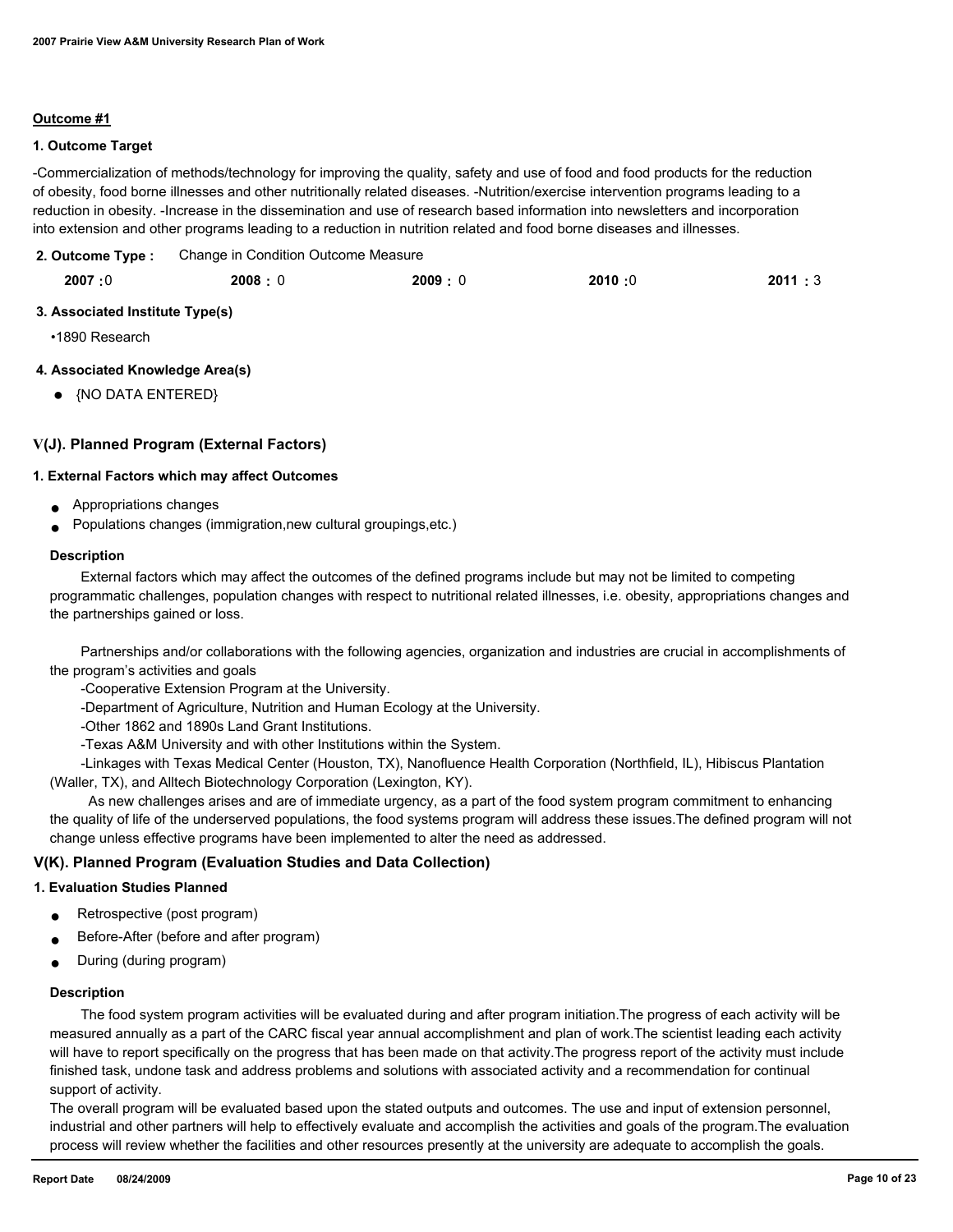**Outcome #1**

**1. Outcome Target**

-Commercialization of methods/technology for improving the quality, safety and use of food and food products for the reduction of obesity, food borne illnesses and other nutritionally related diseases. -Nutrition/exercise intervention programs leading to a reduction in obesity. -Increase in the dissemination and use of research based information into newsletters and incorporation into extension and other programs leading to a reduction in nutrition related and food borne diseases and illnesses.

**2. Outcome Type :** Change in Condition Outcome Measure

| 2007 | 2008 | 2009 | 2010 | 2011 |
|---|---|---|---|---|
| 0 | 0 | 0 | 0 | 3 |

**3. Associated Institute Type(s)**

•1890 Research

**4. Associated Knowledge Area(s)**

- {NO DATA ENTERED}

## V(J). Planned Program (External Factors)

**1. External Factors which may affect Outcomes**

- Appropriations changes
- Populations changes (immigration,new cultural groupings,etc.)

**Description**

External factors which may affect the outcomes of the defined programs include but may not be limited to competing programmatic challenges, population changes with respect to nutritional related illnesses, i.e. obesity, appropriations changes and the partnerships gained or loss.

Partnerships and/or collaborations with the following agencies, organization and industries are crucial in accomplishments of the program's activities and goals

-Cooperative Extension Program at the University.

-Department of Agriculture, Nutrition and Human Ecology at the University.

-Other 1862 and 1890s Land Grant Institutions.

-Texas A&M University and with other Institutions within the System.

-Linkages with Texas Medical Center (Houston, TX), Nanofluence Health Corporation (Northfield, IL), Hibiscus Plantation (Waller, TX), and Alltech Biotechnology Corporation (Lexington, KY).

As new challenges arises and are of immediate urgency, as a part of the food system program commitment to enhancing the quality of life of the underserved populations, the food systems program will address these issues.The defined program will not change unless effective programs have been implemented to alter the need as addressed.

## V(K). Planned Program (Evaluation Studies and Data Collection)

**1. Evaluation Studies Planned**

- Retrospective (post program)
- Before-After (before and after program)
- During (during program)

**Description**

The food system program activities will be evaluated during and after program initiation.The progress of each activity will be measured annually as a part of the CARC fiscal year annual accomplishment and plan of work.The scientist leading each activity will have to report specifically on the progress that has been made on that activity.The progress report of the activity must include finished task, undone task and address problems and solutions with associated activity and a recommendation for continual support of activity.

The overall program will be evaluated based upon the stated outputs and outcomes. The use and input of extension personnel, industrial and other partners will help to effectively evaluate and accomplish the activities and goals of the program.The evaluation process will review whether the facilities and other resources presently at the university are adequate to accomplish the goals.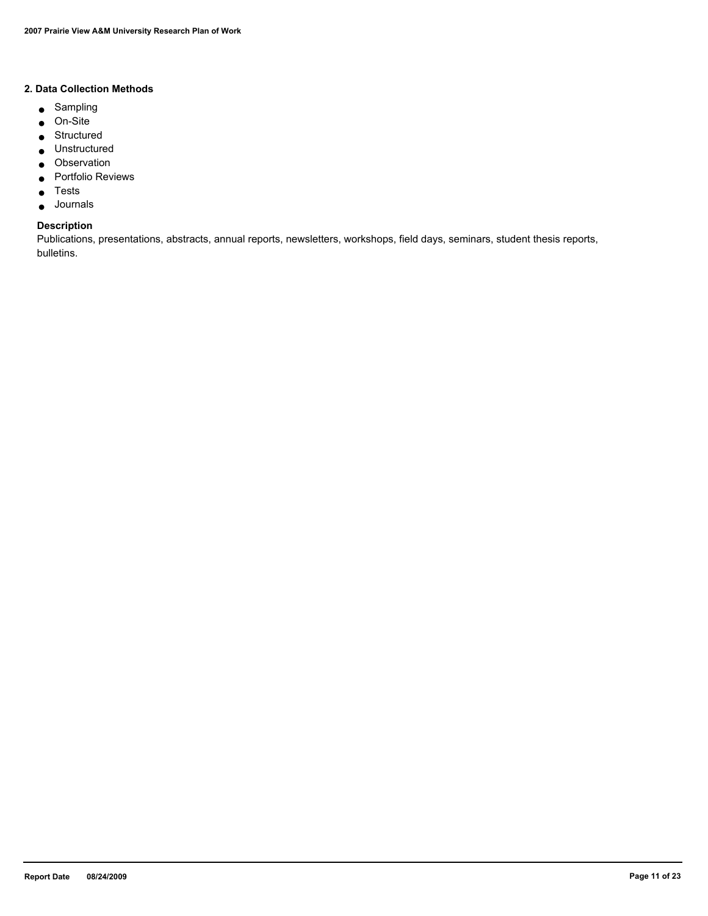## 2. Data Collection Methods

- Sampling
- On-Site
- Structured
- Unstructured
- Observation
- Portfolio Reviews
- Tests
- Journals

### Description

Publications, presentations, abstracts, annual reports, newsletters, workshops, field days, seminars, student thesis reports, bulletins.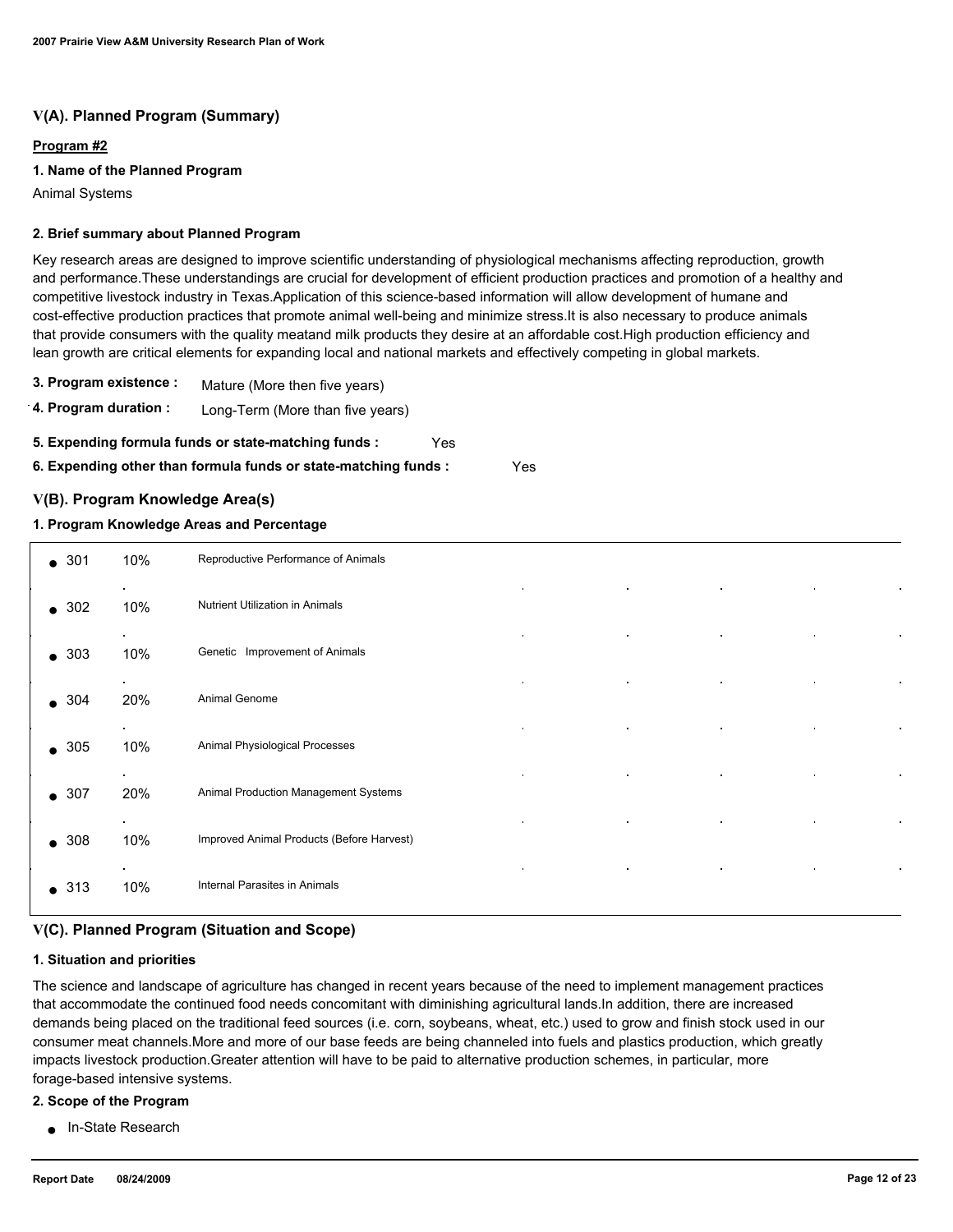## V(A). Planned Program (Summary)

**Program #2**

### 1. Name of the Planned Program

Animal Systems

### 2. Brief summary about Planned Program

Key research areas are designed to improve scientific understanding of physiological mechanisms affecting reproduction, growth and performance.These understandings are crucial for development of efficient production practices and promotion of a healthy and competitive livestock industry in Texas.Application of this science-based information will allow development of humane and cost-effective production practices that promote animal well-being and minimize stress.It is also necessary to produce animals that provide consumers with the quality meatand milk products they desire at an affordable cost.High production efficiency and lean growth are critical elements for expanding local and national markets and effectively competing in global markets.

**3. Program existence :** Mature (More then five years)

**4. Program duration :** Long-Term (More than five years)

**5. Expending formula funds or state-matching funds :** Yes

**6. Expending other than formula funds or state-matching funds :** Yes

## V(B). Program Knowledge Area(s)

### 1. Program Knowledge Areas and Percentage

| KA | Percentage | Knowledge Area |
|---|---|---|
| 301 | 10% | Reproductive Performance of Animals |
| 302 | 10% | Nutrient Utilization in Animals |
| 303 | 10% | Genetic Improvement of Animals |
| 304 | 20% | Animal Genome |
| 305 | 10% | Animal Physiological Processes |
| 307 | 20% | Animal Production Management Systems |
| 308 | 10% | Improved Animal Products (Before Harvest) |
| 313 | 10% | Internal Parasites in Animals |

## V(C). Planned Program (Situation and Scope)

### 1. Situation and priorities

The science and landscape of agriculture has changed in recent years because of the need to implement management practices that accommodate the continued food needs concomitant with diminishing agricultural lands.In addition, there are increased demands being placed on the traditional feed sources (i.e. corn, soybeans, wheat, etc.) used to grow and finish stock used in our consumer meat channels.More and more of our base feeds are being channeled into fuels and plastics production, which greatly impacts livestock production.Greater attention will have to be paid to alternative production schemes, in particular, more forage-based intensive systems.

### 2. Scope of the Program

- In-State Research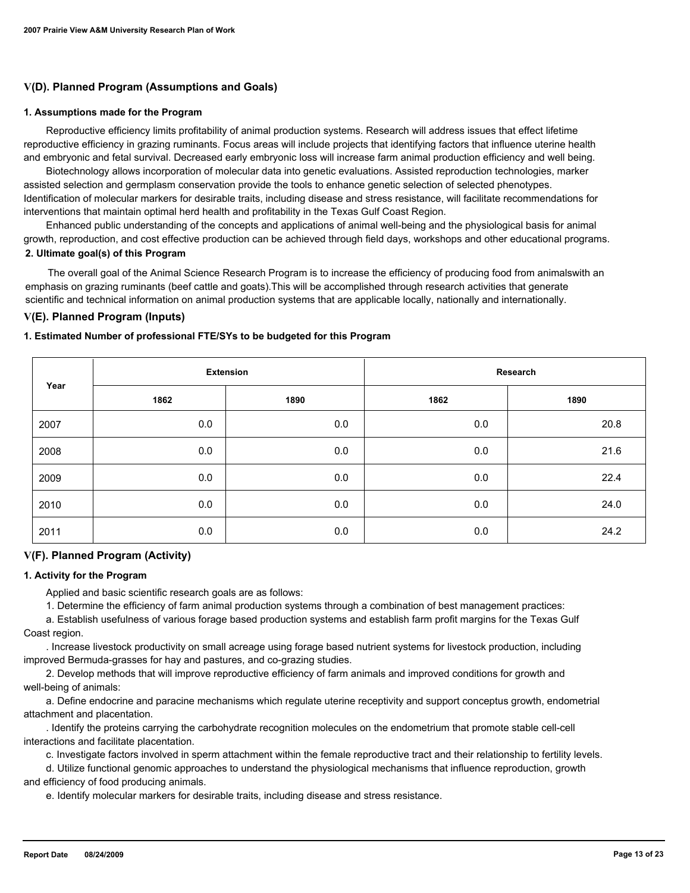## V(D). Planned Program (Assumptions and Goals)

### 1. Assumptions made for the Program

Reproductive efficiency limits profitability of animal production systems. Research will address issues that effect lifetime reproductive efficiency in grazing ruminants. Focus areas will include projects that identifying factors that influence uterine health and embryonic and fetal survival. Decreased early embryonic loss will increase farm animal production efficiency and well being.

Biotechnology allows incorporation of molecular data into genetic evaluations. Assisted reproduction technologies, marker assisted selection and germplasm conservation provide the tools to enhance genetic selection of selected phenotypes. Identification of molecular markers for desirable traits, including disease and stress resistance, will facilitate recommendations for interventions that maintain optimal herd health and profitability in the Texas Gulf Coast Region.

Enhanced public understanding of the concepts and applications of animal well-being and the physiological basis for animal growth, reproduction, and cost effective production can be achieved through field days, workshops and other educational programs.

### 2. Ultimate goal(s) of this Program

The overall goal of the Animal Science Research Program is to increase the efficiency of producing food from animalswith an emphasis on grazing ruminants (beef cattle and goats).This will be accomplished through research activities that generate scientific and technical information on animal production systems that are applicable locally, nationally and internationally.

## V(E). Planned Program (Inputs)

### 1. Estimated Number of professional FTE/SYs to be budgeted for this Program

| Year | Extension | | Research | |
|---|---|---|---|---|
| | 1862 | 1890 | 1862 | 1890 |
| 2007 | 0.0 | 0.0 | 0.0 | 20.8 |
| 2008 | 0.0 | 0.0 | 0.0 | 21.6 |
| 2009 | 0.0 | 0.0 | 0.0 | 22.4 |
| 2010 | 0.0 | 0.0 | 0.0 | 24.0 |
| 2011 | 0.0 | 0.0 | 0.0 | 24.2 |

## V(F). Planned Program (Activity)

### 1. Activity for the Program

Applied and basic scientific research goals are as follows:

1. Determine the efficiency of farm animal production systems through a combination of best management practices:

a. Establish usefulness of various forage based production systems and establish farm profit margins for the Texas Gulf Coast region.

. Increase livestock productivity on small acreage using forage based nutrient systems for livestock production, including improved Bermuda-grasses for hay and pastures, and co-grazing studies.

2. Develop methods that will improve reproductive efficiency of farm animals and improved conditions for growth and well-being of animals:

a. Define endocrine and paracine mechanisms which regulate uterine receptivity and support conceptus growth, endometrial attachment and placentation.

. Identify the proteins carrying the carbohydrate recognition molecules on the endometrium that promote stable cell-cell interactions and facilitate placentation.

c. Investigate factors involved in sperm attachment within the female reproductive tract and their relationship to fertility levels.

d. Utilize functional genomic approaches to understand the physiological mechanisms that influence reproduction, growth and efficiency of food producing animals.

e. Identify molecular markers for desirable traits, including disease and stress resistance.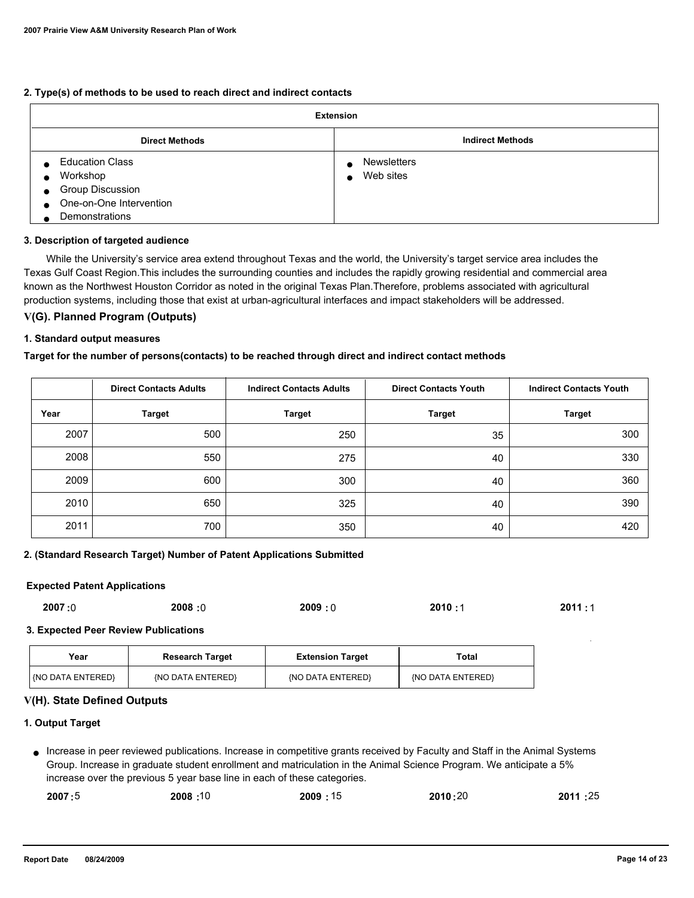**2. Type(s) of methods to be used to reach direct and indirect contacts**

| Extension | |
|---|---|
| **Direct Methods** | **Indirect Methods** |
| • Education Class<br>• Workshop<br>• Group Discussion<br>• One-on-One Intervention<br>• Demonstrations | • Newsletters<br>• Web sites |

**3. Description of targeted audience**

While the University's service area extend throughout Texas and the world, the University's target service area includes the Texas Gulf Coast Region.This includes the surrounding counties and includes the rapidly growing residential and commercial area known as the Northwest Houston Corridor as noted in the original Texas Plan.Therefore, problems associated with agricultural production systems, including those that exist at urban-agricultural interfaces and impact stakeholders will be addressed.

## V(G). Planned Program (Outputs)

**1. Standard output measures**

**Target for the number of persons(contacts) to be reached through direct and indirect contact methods**

| | Direct Contacts Adults | Indirect Contacts Adults | Direct Contacts Youth | Indirect Contacts Youth |
|---|---|---|---|---|
| **Year** | **Target** | **Target** | **Target** | **Target** |
| 2007 | 500 | 250 | 35 | 300 |
| 2008 | 550 | 275 | 40 | 330 |
| 2009 | 600 | 300 | 40 | 360 |
| 2010 | 650 | 325 | 40 | 390 |
| 2011 | 700 | 350 | 40 | 420 |

**2. (Standard Research Target) Number of Patent Applications Submitted**

**Expected Patent Applications**

**2007 :**0 **2008 :**0 **2009 :** 0 **2010 :** 1 **2011 :** 1

**3. Expected Peer Review Publications**

| Year | Research Target | Extension Target | Total |
|---|---|---|---|
| {NO DATA ENTERED} | {NO DATA ENTERED} | {NO DATA ENTERED} | {NO DATA ENTERED} |

## V(H). State Defined Outputs

**1. Output Target**

- Increase in peer reviewed publications. Increase in competitive grants received by Faculty and Staff in the Animal Systems Group. Increase in graduate student enrollment and matriculation in the Animal Science Program. We anticipate a 5% increase over the previous 5 year base line in each of these categories.

  **2007 :**5 **2008 :**10 **2009 :** 15 **2010 :**20 **2011 :**25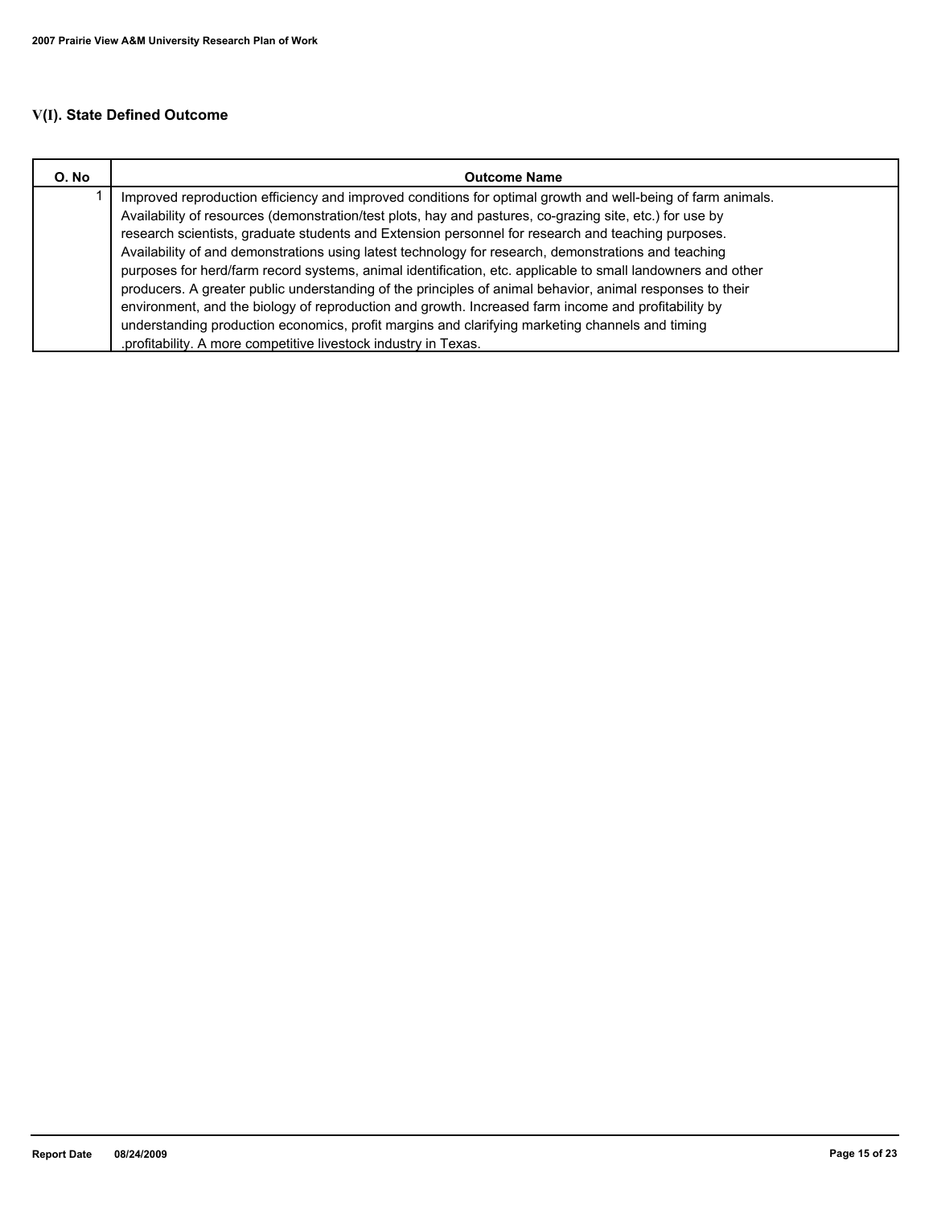## V(I). State Defined Outcome

| O. No | Outcome Name |
|---|---|
| 1 | Improved reproduction efficiency and improved conditions for optimal growth and well-being of farm animals. Availability of resources (demonstration/test plots, hay and pastures, co-grazing site, etc.) for use by research scientists, graduate students and Extension personnel for research and teaching purposes. Availability of and demonstrations using latest technology for research, demonstrations and teaching purposes for herd/farm record systems, animal identification, etc. applicable to small landowners and other producers. A greater public understanding of the principles of animal behavior, animal responses to their environment, and the biology of reproduction and growth. Increased farm income and profitability by understanding production economics, profit margins and clarifying marketing channels and timing .profitability. A more competitive livestock industry in Texas. |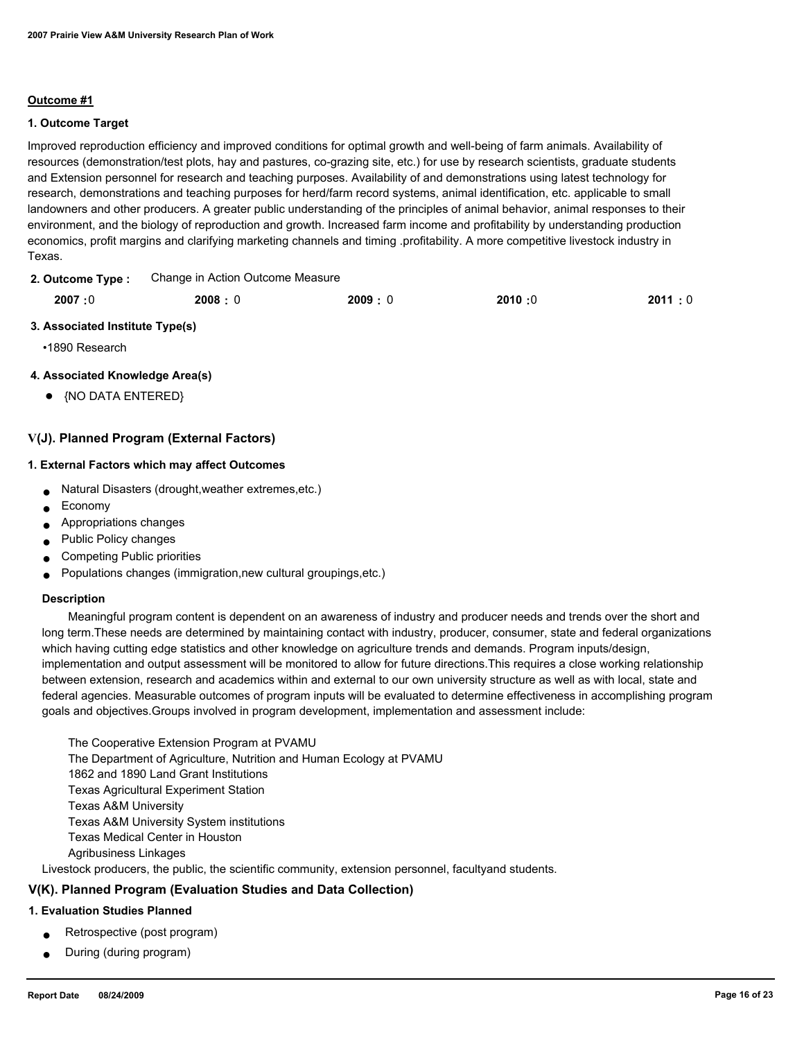**Outcome #1**

**1. Outcome Target**

Improved reproduction efficiency and improved conditions for optimal growth and well-being of farm animals. Availability of resources (demonstration/test plots, hay and pastures, co-grazing site, etc.) for use by research scientists, graduate students and Extension personnel for research and teaching purposes. Availability of and demonstrations using latest technology for research, demonstrations and teaching purposes for herd/farm record systems, animal identification, etc. applicable to small landowners and other producers. A greater public understanding of the principles of animal behavior, animal responses to their environment, and the biology of reproduction and growth. Increased farm income and profitability by understanding production economics, profit margins and clarifying marketing channels and timing .profitability. A more competitive livestock industry in Texas.

**2. Outcome Type :** Change in Action Outcome Measure

| 2007 | 2008 | 2009 | 2010 | 2011 |
|---|---|---|---|---|
| 0 | 0 | 0 | 0 | 0 |

**3. Associated Institute Type(s)**

- 1890 Research

**4. Associated Knowledge Area(s)**

- {NO DATA ENTERED}

## V(J). Planned Program (External Factors)

**1. External Factors which may affect Outcomes**

- Natural Disasters (drought,weather extremes,etc.)
- Economy
- Appropriations changes
- Public Policy changes
- Competing Public priorities
- Populations changes (immigration,new cultural groupings,etc.)

**Description**

Meaningful program content is dependent on an awareness of industry and producer needs and trends over the short and long term.These needs are determined by maintaining contact with industry, producer, consumer, state and federal organizations which having cutting edge statistics and other knowledge on agriculture trends and demands. Program inputs/design, implementation and output assessment will be monitored to allow for future directions.This requires a close working relationship between extension, research and academics within and external to our own university structure as well as with local, state and federal agencies. Measurable outcomes of program inputs will be evaluated to determine effectiveness in accomplishing program goals and objectives.Groups involved in program development, implementation and assessment include:

The Cooperative Extension Program at PVAMU
The Department of Agriculture, Nutrition and Human Ecology at PVAMU
1862 and 1890 Land Grant Institutions
Texas Agricultural Experiment Station
Texas A&M University
Texas A&M University System institutions
Texas Medical Center in Houston
Agribusiness Linkages
Livestock producers, the public, the scientific community, extension personnel, facultyand students.

## V(K). Planned Program (Evaluation Studies and Data Collection)

**1. Evaluation Studies Planned**

- Retrospective (post program)
- During (during program)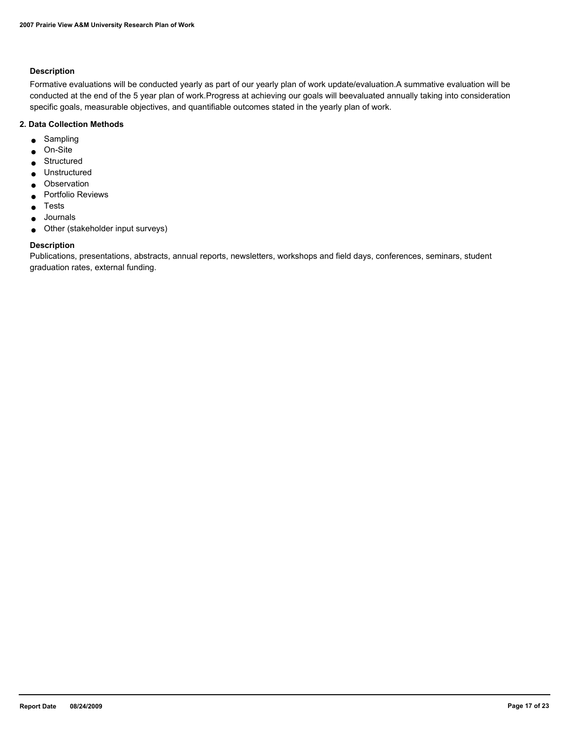### Description

Formative evaluations will be conducted yearly as part of our yearly plan of work update/evaluation.A summative evaluation will be conducted at the end of the 5 year plan of work.Progress at achieving our goals will beevaluated annually taking into consideration specific goals, measurable objectives, and quantifiable outcomes stated in the yearly plan of work.

## 2. Data Collection Methods

- Sampling
- On-Site
- Structured
- Unstructured
- Observation
- Portfolio Reviews
- Tests
- Journals
- Other (stakeholder input surveys)

### Description

Publications, presentations, abstracts, annual reports, newsletters, workshops and field days, conferences, seminars, student graduation rates, external funding.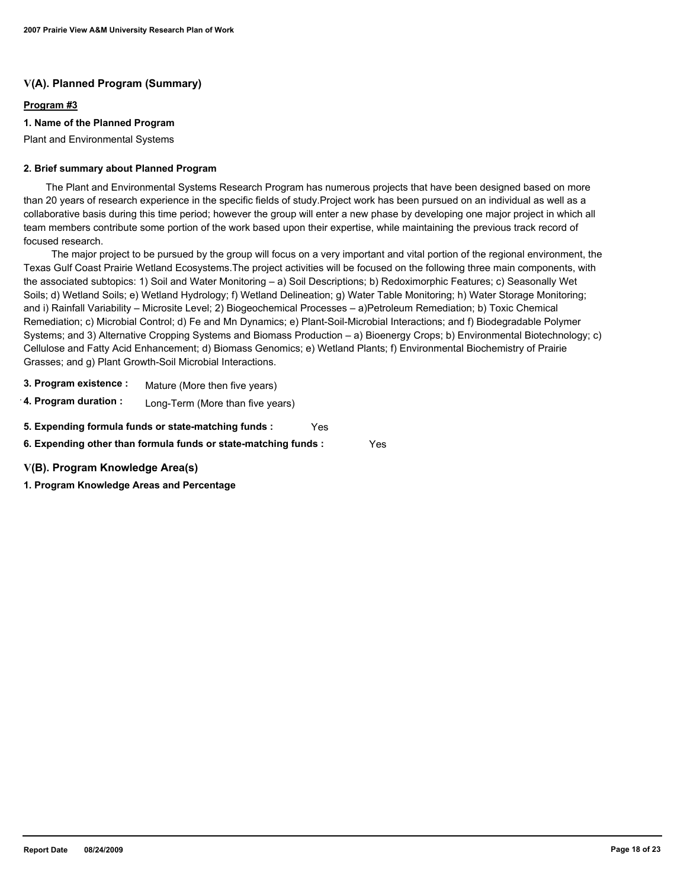## V(A). Planned Program (Summary)

**Program #3**

**1. Name of the Planned Program**

Plant and Environmental Systems

**2. Brief summary about Planned Program**

The Plant and Environmental Systems Research Program has numerous projects that have been designed based on more than 20 years of research experience in the specific fields of study.Project work has been pursued on an individual as well as a collaborative basis during this time period; however the group will enter a new phase by developing one major project in which all team members contribute some portion of the work based upon their expertise, while maintaining the previous track record of focused research.

The major project to be pursued by the group will focus on a very important and vital portion of the regional environment, the Texas Gulf Coast Prairie Wetland Ecosystems.The project activities will be focused on the following three main components, with the associated subtopics: 1) Soil and Water Monitoring – a) Soil Descriptions; b) Redoximorphic Features; c) Seasonally Wet Soils; d) Wetland Soils; e) Wetland Hydrology; f) Wetland Delineation; g) Water Table Monitoring; h) Water Storage Monitoring; and i) Rainfall Variability – Microsite Level; 2) Biogeochemical Processes – a)Petroleum Remediation; b) Toxic Chemical Remediation; c) Microbial Control; d) Fe and Mn Dynamics; e) Plant-Soil-Microbial Interactions; and f) Biodegradable Polymer Systems; and 3) Alternative Cropping Systems and Biomass Production – a) Bioenergy Crops; b) Environmental Biotechnology; c) Cellulose and Fatty Acid Enhancement; d) Biomass Genomics; e) Wetland Plants; f) Environmental Biochemistry of Prairie Grasses; and g) Plant Growth-Soil Microbial Interactions.

**3. Program existence :** Mature (More then five years)

**4. Program duration :** Long-Term (More than five years)

**5. Expending formula funds or state-matching funds :** Yes

**6. Expending other than formula funds or state-matching funds :** Yes

## V(B). Program Knowledge Area(s)

**1. Program Knowledge Areas and Percentage**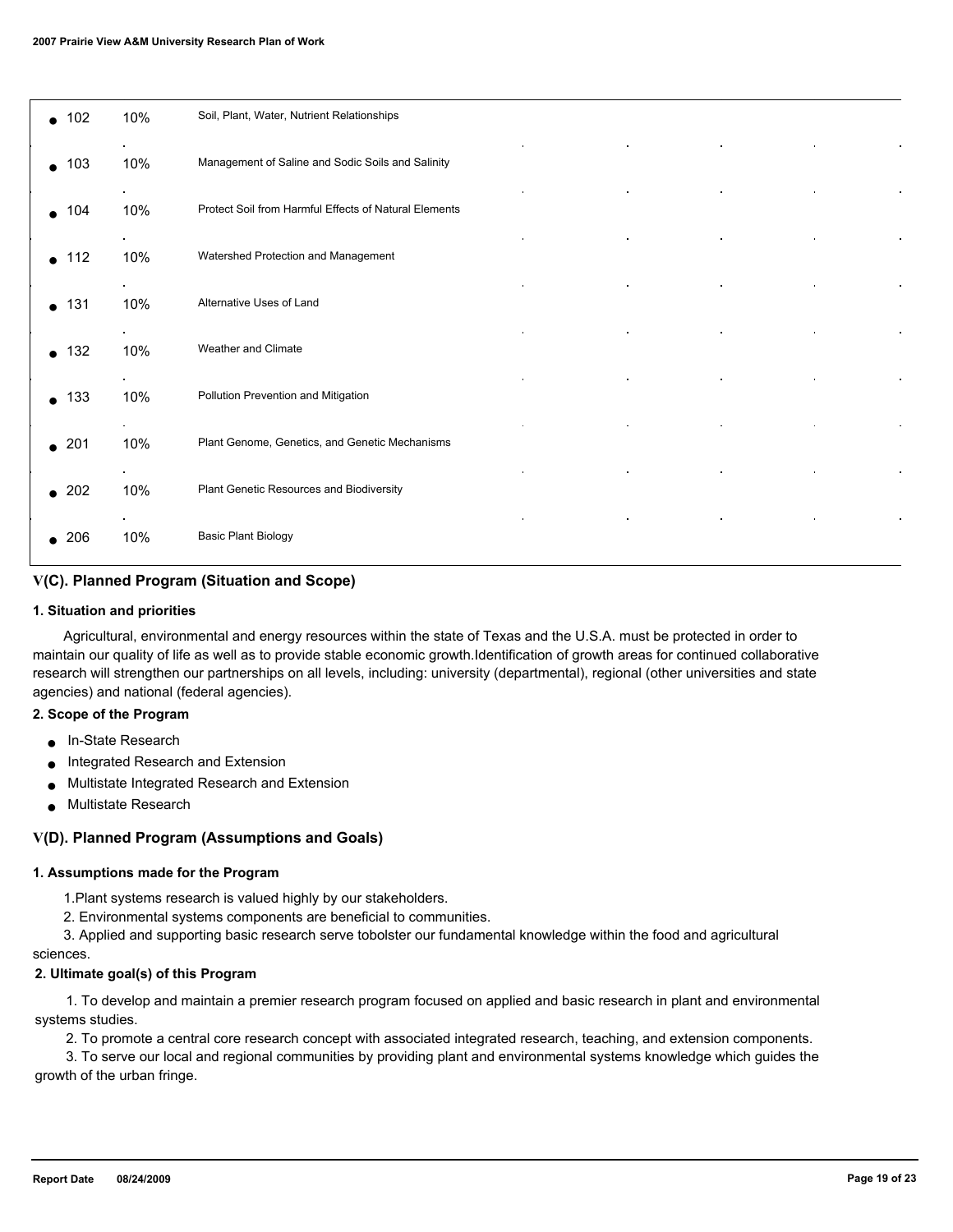| KA Code | % | Knowledge Area |
|---|---|---|
| 102 | 10% | Soil, Plant, Water, Nutrient Relationships |
| 103 | 10% | Management of Saline and Sodic Soils and Salinity |
| 104 | 10% | Protect Soil from Harmful Effects of Natural Elements |
| 112 | 10% | Watershed Protection and Management |
| 131 | 10% | Alternative Uses of Land |
| 132 | 10% | Weather and Climate |
| 133 | 10% | Pollution Prevention and Mitigation |
| 201 | 10% | Plant Genome, Genetics, and Genetic Mechanisms |
| 202 | 10% | Plant Genetic Resources and Biodiversity |
| 206 | 10% | Basic Plant Biology |

## V(C). Planned Program (Situation and Scope)

### 1. Situation and priorities

Agricultural, environmental and energy resources within the state of Texas and the U.S.A. must be protected in order to maintain our quality of life as well as to provide stable economic growth.Identification of growth areas for continued collaborative research will strengthen our partnerships on all levels, including: university (departmental), regional (other universities and state agencies) and national (federal agencies).

### 2. Scope of the Program

- In-State Research
- Integrated Research and Extension
- Multistate Integrated Research and Extension
- Multistate Research

## V(D). Planned Program (Assumptions and Goals)

### 1. Assumptions made for the Program

1.Plant systems research is valued highly by our stakeholders.

2. Environmental systems components are beneficial to communities.

3. Applied and supporting basic research serve tobolster our fundamental knowledge within the food and agricultural sciences.

### 2. Ultimate goal(s) of this Program

1. To develop and maintain a premier research program focused on applied and basic research in plant and environmental systems studies.

2. To promote a central core research concept with associated integrated research, teaching, and extension components.

3. To serve our local and regional communities by providing plant and environmental systems knowledge which guides the growth of the urban fringe.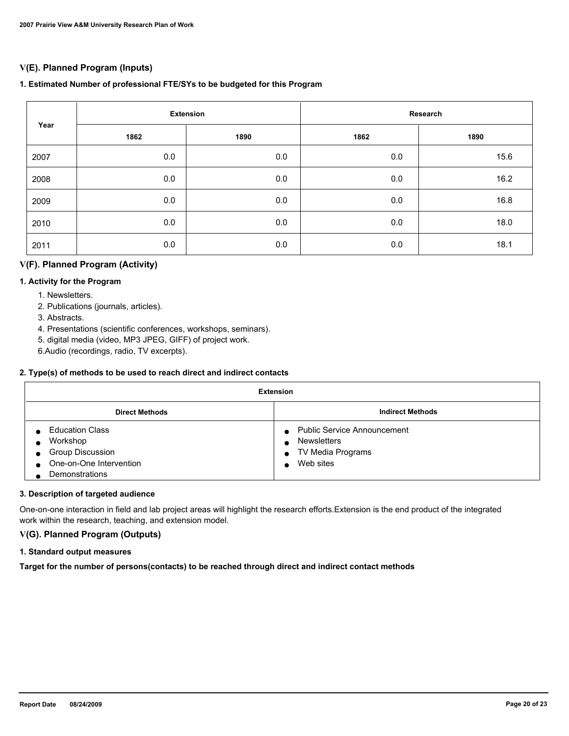## V(E). Planned Program (Inputs)

### 1. Estimated Number of professional FTE/SYs to be budgeted for this Program

| Year | Extension | | Research | |
|---|---|---|---|---|
| | 1862 | 1890 | 1862 | 1890 |
| 2007 | 0.0 | 0.0 | 0.0 | 15.6 |
| 2008 | 0.0 | 0.0 | 0.0 | 16.2 |
| 2009 | 0.0 | 0.0 | 0.0 | 16.8 |
| 2010 | 0.0 | 0.0 | 0.0 | 18.0 |
| 2011 | 0.0 | 0.0 | 0.0 | 18.1 |

## V(F). Planned Program (Activity)

### 1. Activity for the Program

1. Newsletters.
2. Publications (journals, articles).
3. Abstracts.
4. Presentations (scientific conferences, workshops, seminars).
5. digital media (video, MP3 JPEG, GIFF) of project work.
6. Audio (recordings, radio, TV excerpts).

### 2. Type(s) of methods to be used to reach direct and indirect contacts

| Extension | |
|---|---|
| **Direct Methods** | **Indirect Methods** |
| • Education Class<br>• Workshop<br>• Group Discussion<br>• One-on-One Intervention<br>• Demonstrations | • Public Service Announcement<br>• Newsletters<br>• TV Media Programs<br>• Web sites |

### 3. Description of targeted audience

One-on-one interaction in field and lab project areas will highlight the research efforts.Extension is the end product of the integrated work within the research, teaching, and extension model.

## V(G). Planned Program (Outputs)

### 1. Standard output measures

**Target for the number of persons(contacts) to be reached through direct and indirect contact methods**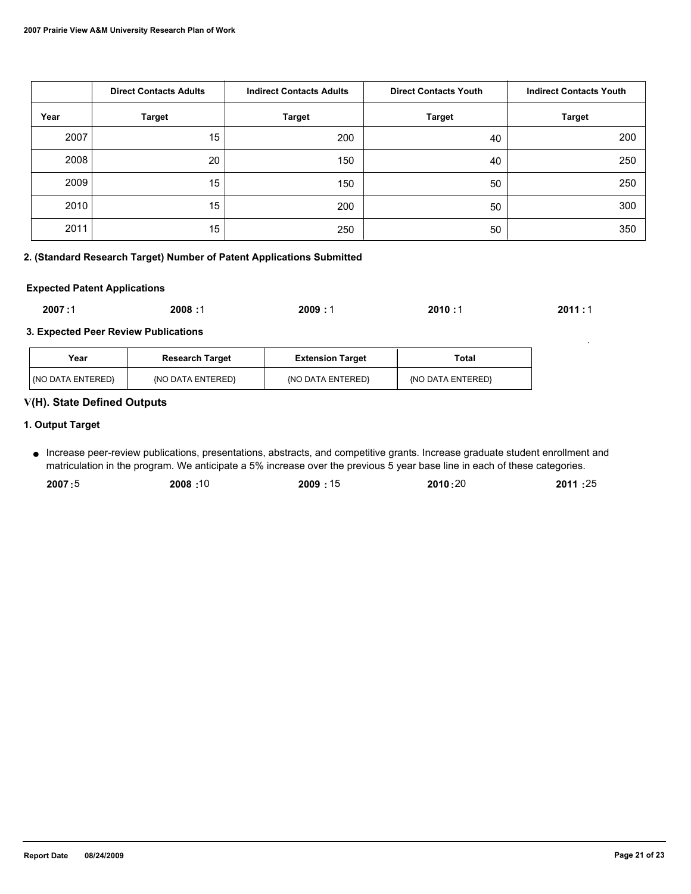| | Direct Contacts Adults | Indirect Contacts Adults | Direct Contacts Youth | Indirect Contacts Youth |
|---|---|---|---|---|
| Year | Target | Target | Target | Target |
| 2007 | 15 | 200 | 40 | 200 |
| 2008 | 20 | 150 | 40 | 250 |
| 2009 | 15 | 150 | 50 | 250 |
| 2010 | 15 | 200 | 50 | 300 |
| 2011 | 15 | 250 | 50 | 350 |

**2. (Standard Research Target) Number of Patent Applications Submitted**

**Expected Patent Applications**

**2007 :**1 **2008 :**1 **2009 :** 1 **2010 :**1 **2011 :** 1

**3. Expected Peer Review Publications**

| Year | Research Target | Extension Target | Total |
|---|---|---|---|
| {NO DATA ENTERED} | {NO DATA ENTERED} | {NO DATA ENTERED} | {NO DATA ENTERED} |

## V(H). State Defined Outputs

**1. Output Target**

- Increase peer-review publications, presentations, abstracts, and competitive grants. Increase graduate student enrollment and matriculation in the program. We anticipate a 5% increase over the previous 5 year base line in each of these categories.

  **2007 :**5 **2008 :**10 **2009 :** 15 **2010 :**20 **2011 :**25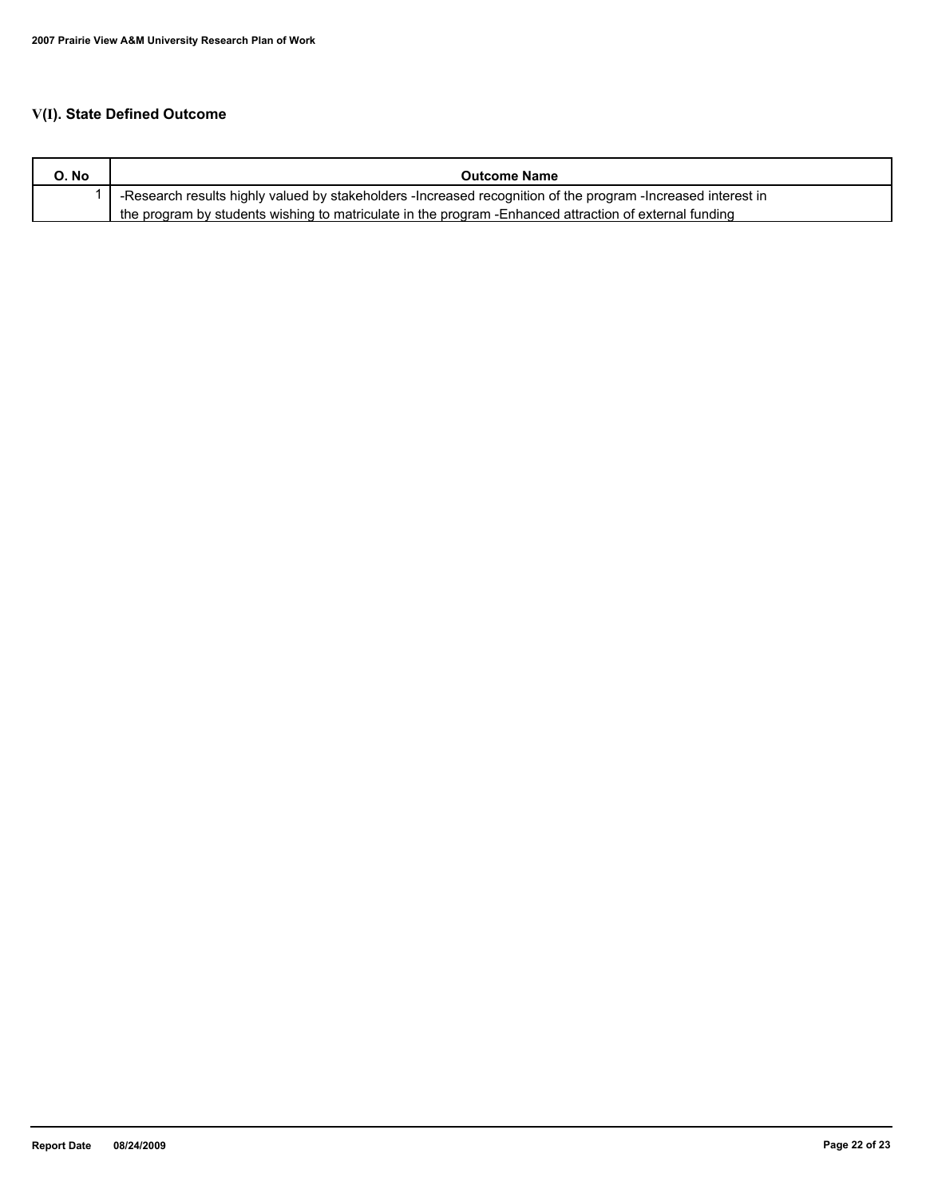## V(I). State Defined Outcome

| O. No | Outcome Name |
|---|---|
| 1 | -Research results highly valued by stakeholders -Increased recognition of the program -Increased interest in the program by students wishing to matriculate in the program -Enhanced attraction of external funding |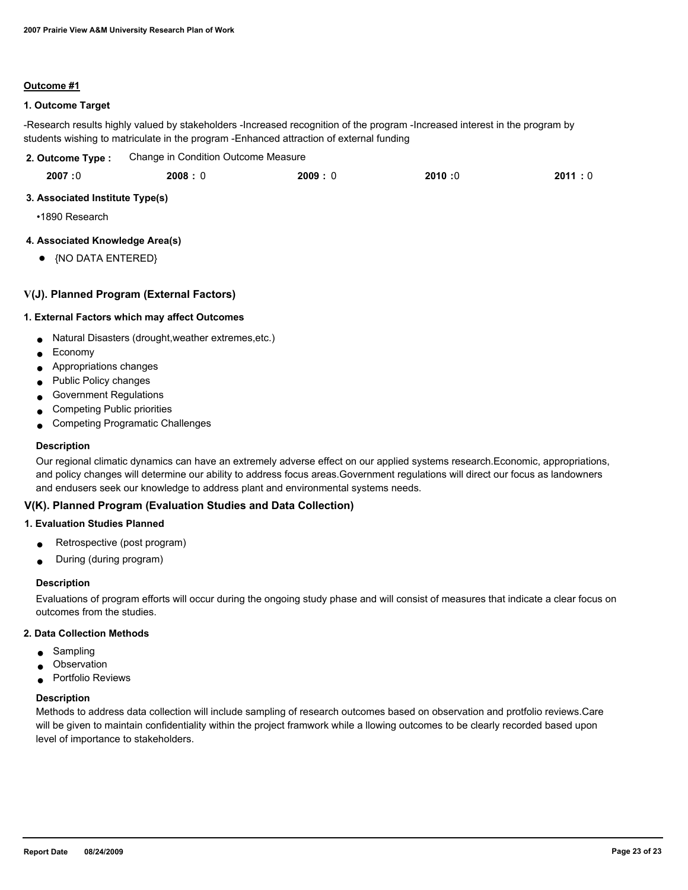**Outcome #1**

**1. Outcome Target**

-Research results highly valued by stakeholders -Increased recognition of the program -Increased interest in the program by students wishing to matriculate in the program -Enhanced attraction of external funding

**2. Outcome Type :** Change in Condition Outcome Measure

| | | | | |
|---|---|---|---|---|
| **2007 :**0 | **2008 :** 0 | **2009 :** 0 | **2010 :**0 | **2011 :** 0 |

**3. Associated Institute Type(s)**

•1890 Research

**4. Associated Knowledge Area(s)**

- {NO DATA ENTERED}

## V(J). Planned Program (External Factors)

**1. External Factors which may affect Outcomes**

- Natural Disasters (drought,weather extremes,etc.)
- Economy
- Appropriations changes
- Public Policy changes
- Government Regulations
- Competing Public priorities
- Competing Programatic Challenges

**Description**

Our regional climatic dynamics can have an extremely adverse effect on our applied systems research.Economic, appropriations, and policy changes will determine our ability to address focus areas.Government regulations will direct our focus as landowners and endusers seek our knowledge to address plant and environmental systems needs.

## V(K). Planned Program (Evaluation Studies and Data Collection)

**1. Evaluation Studies Planned**

- Retrospective (post program)
- During (during program)

**Description**

Evaluations of program efforts will occur during the ongoing study phase and will consist of measures that indicate a clear focus on outcomes from the studies.

**2. Data Collection Methods**

- Sampling
- Observation
- Portfolio Reviews

**Description**

Methods to address data collection will include sampling of research outcomes based on observation and protfolio reviews.Care will be given to maintain confidentiality within the project framwork while a llowing outcomes to be clearly recorded based upon level of importance to stakeholders.